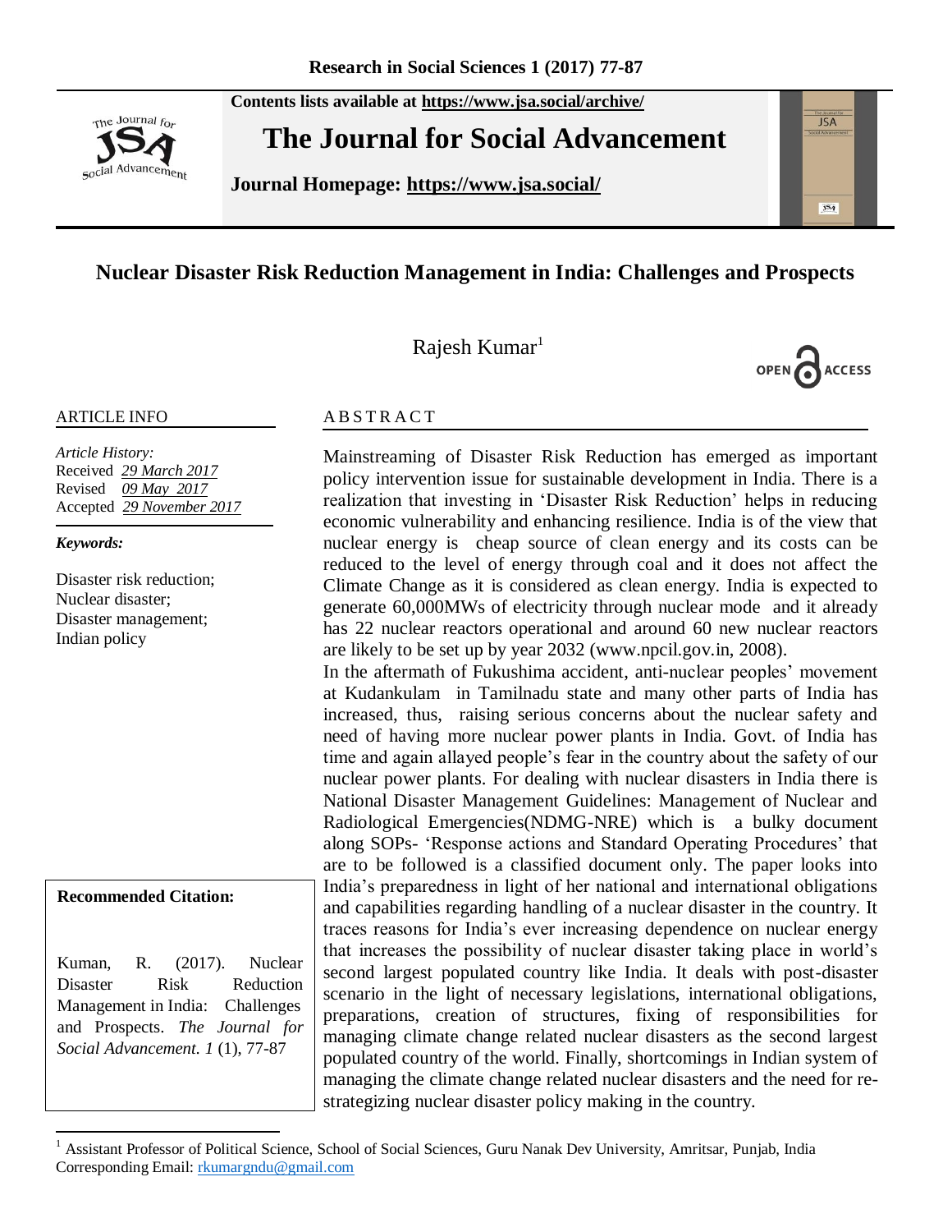Contents lists available at https://www.jsa.social/archive/

**The Journal for Social Advancement**

Journal Homepage: https://www.jsa.social/

# Nuclear Disaster Risk Reduction Management in India: Challenges and Prospects

Rajesh Kumar[1]

OPEN ACCESS

ARTICLE INFO

*Article History:*
Received *29 March 2017*
Revised *09 May 2017*
Accepted *29 November 2017*

***Keywords:***

Disaster risk reduction; Nuclear disaster; Disaster management; Indian policy

**Recommended Citation:**

Kuman, R. (2017). Nuclear Disaster Risk Reduction Management in India: Challenges and Prospects. *The Journal for Social Advancement. 1* (1), 77-87

## ABSTRACT

Mainstreaming of Disaster Risk Reduction has emerged as important policy intervention issue for sustainable development in India. There is a realization that investing in 'Disaster Risk Reduction' helps in reducing economic vulnerability and enhancing resilience. India is of the view that nuclear energy is cheap source of clean energy and its costs can be reduced to the level of energy through coal and it does not affect the Climate Change as it is considered as clean energy. India is expected to generate 60,000MWs of electricity through nuclear mode and it already has 22 nuclear reactors operational and around 60 new nuclear reactors are likely to be set up by year 2032 (www.npcil.gov.in, 2008).

In the aftermath of Fukushima accident, anti-nuclear peoples' movement at Kudankulam in Tamilnadu state and many other parts of India has increased, thus, raising serious concerns about the nuclear safety and need of having more nuclear power plants in India. Govt. of India has time and again allayed people's fear in the country about the safety of our nuclear power plants. For dealing with nuclear disasters in India there is National Disaster Management Guidelines: Management of Nuclear and Radiological Emergencies(NDMG-NRE) which is a bulky document along SOPs- 'Response actions and Standard Operating Procedures' that are to be followed is a classified document only. The paper looks into India's preparedness in light of her national and international obligations and capabilities regarding handling of a nuclear disaster in the country. It traces reasons for India's ever increasing dependence on nuclear energy that increases the possibility of nuclear disaster taking place in world's second largest populated country like India. It deals with post-disaster scenario in the light of necessary legislations, international obligations, preparations, creation of structures, fixing of responsibilities for managing climate change related nuclear disasters as the second largest populated country of the world. Finally, shortcomings in Indian system of managing the climate change related nuclear disasters and the need for re-strategizing nuclear disaster policy making in the country.

---

[1] Assistant Professor of Political Science, School of Social Sciences, Guru Nanak Dev University, Amritsar, Punjab, India
Corresponding Email: rkumargndu@gmail.com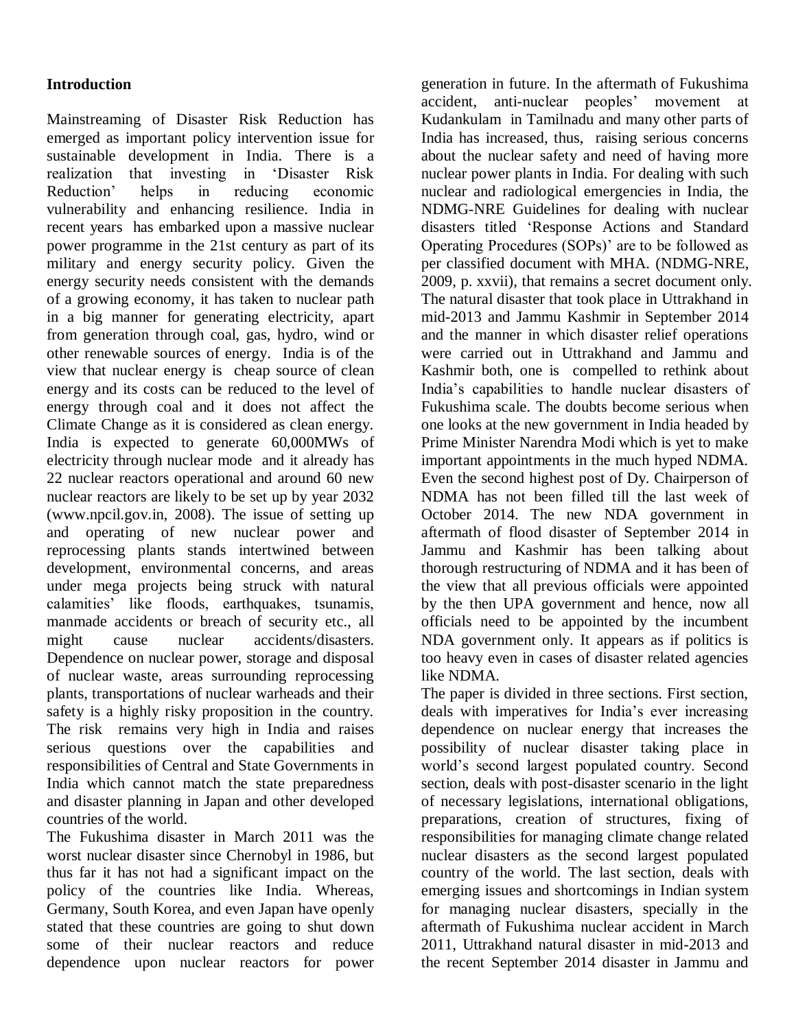## Introduction

Mainstreaming of Disaster Risk Reduction has emerged as important policy intervention issue for sustainable development in India. There is a realization that investing in 'Disaster Risk Reduction' helps in reducing economic vulnerability and enhancing resilience. India in recent years has embarked upon a massive nuclear power programme in the 21st century as part of its military and energy security policy. Given the energy security needs consistent with the demands of a growing economy, it has taken to nuclear path in a big manner for generating electricity, apart from generation through coal, gas, hydro, wind or other renewable sources of energy. India is of the view that nuclear energy is cheap source of clean energy and its costs can be reduced to the level of energy through coal and it does not affect the Climate Change as it is considered as clean energy. India is expected to generate 60,000MWs of electricity through nuclear mode and it already has 22 nuclear reactors operational and around 60 new nuclear reactors are likely to be set up by year 2032 (www.npcil.gov.in, 2008). The issue of setting up and operating of new nuclear power and reprocessing plants stands intertwined between development, environmental concerns, and areas under mega projects being struck with natural calamities' like floods, earthquakes, tsunamis, manmade accidents or breach of security etc., all might cause nuclear accidents/disasters. Dependence on nuclear power, storage and disposal of nuclear waste, areas surrounding reprocessing plants, transportations of nuclear warheads and their safety is a highly risky proposition in the country. The risk remains very high in India and raises serious questions over the capabilities and responsibilities of Central and State Governments in India which cannot match the state preparedness and disaster planning in Japan and other developed countries of the world.

The Fukushima disaster in March 2011 was the worst nuclear disaster since Chernobyl in 1986, but thus far it has not had a significant impact on the policy of the countries like India. Whereas, Germany, South Korea, and even Japan have openly stated that these countries are going to shut down some of their nuclear reactors and reduce dependence upon nuclear reactors for power generation in future. In the aftermath of Fukushima accident, anti-nuclear peoples' movement at Kudankulam in Tamilnadu and many other parts of India has increased, thus, raising serious concerns about the nuclear safety and need of having more nuclear power plants in India. For dealing with such nuclear and radiological emergencies in India, the NDMG-NRE Guidelines for dealing with nuclear disasters titled 'Response Actions and Standard Operating Procedures (SOPs)' are to be followed as per classified document with MHA. (NDMG-NRE, 2009, p. xxvii), that remains a secret document only. The natural disaster that took place in Uttrakhand in mid-2013 and Jammu Kashmir in September 2014 and the manner in which disaster relief operations were carried out in Uttrakhand and Jammu and Kashmir both, one is compelled to rethink about India's capabilities to handle nuclear disasters of Fukushima scale. The doubts become serious when one looks at the new government in India headed by Prime Minister Narendra Modi which is yet to make important appointments in the much hyped NDMA. Even the second highest post of Dy. Chairperson of NDMA has not been filled till the last week of October 2014. The new NDA government in aftermath of flood disaster of September 2014 in Jammu and Kashmir has been talking about thorough restructuring of NDMA and it has been of the view that all previous officials were appointed by the then UPA government and hence, now all officials need to be appointed by the incumbent NDA government only. It appears as if politics is too heavy even in cases of disaster related agencies like NDMA.

The paper is divided in three sections. First section, deals with imperatives for India's ever increasing dependence on nuclear energy that increases the possibility of nuclear disaster taking place in world's second largest populated country. Second section, deals with post-disaster scenario in the light of necessary legislations, international obligations, preparations, creation of structures, fixing of responsibilities for managing climate change related nuclear disasters as the second largest populated country of the world. The last section, deals with emerging issues and shortcomings in Indian system for managing nuclear disasters, specially in the aftermath of Fukushima nuclear accident in March 2011, Uttrakhand natural disaster in mid-2013 and the recent September 2014 disaster in Jammu and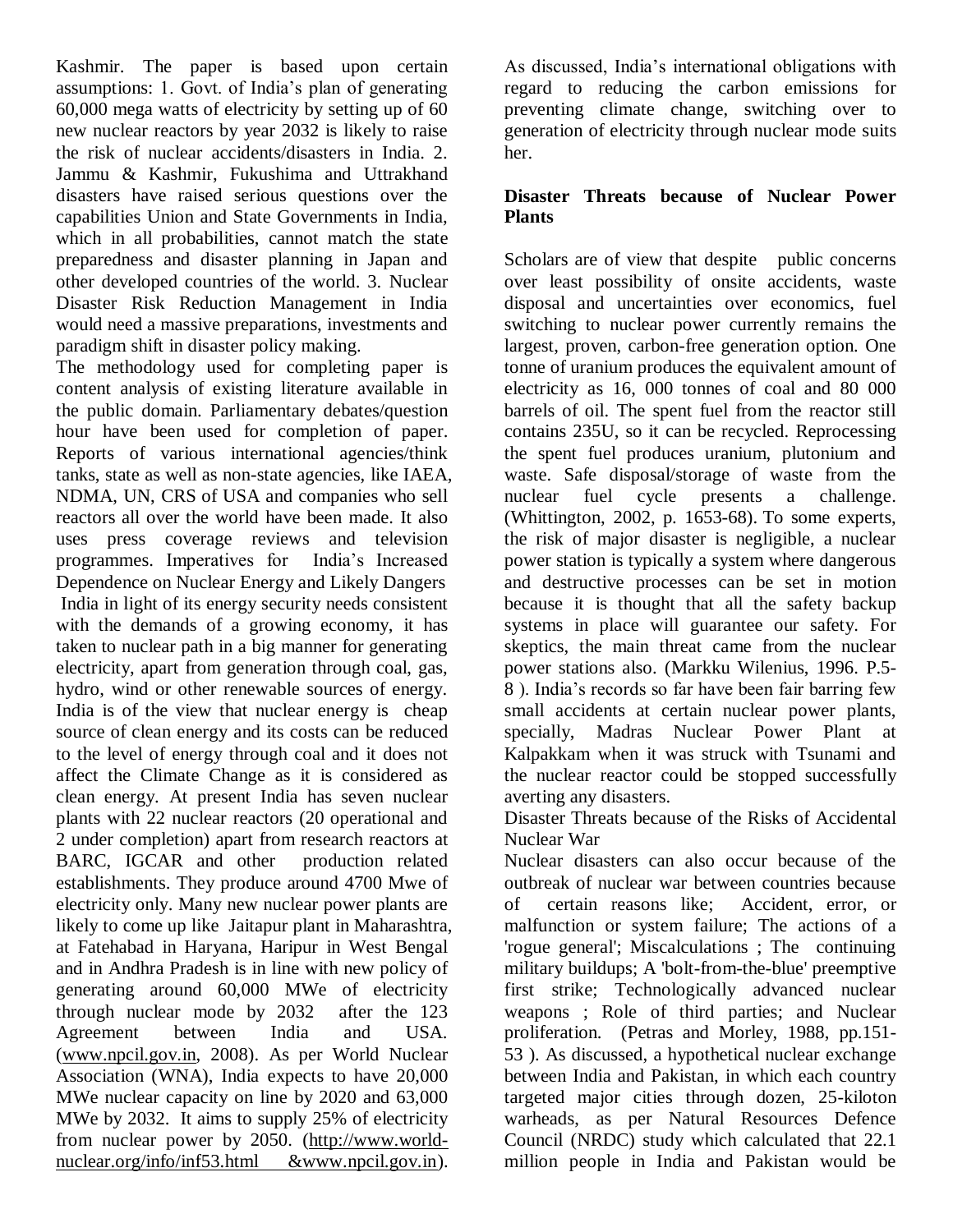Kashmir. The paper is based upon certain assumptions: 1. Govt. of India's plan of generating 60,000 mega watts of electricity by setting up of 60 new nuclear reactors by year 2032 is likely to raise the risk of nuclear accidents/disasters in India. 2. Jammu & Kashmir, Fukushima and Uttrakhand disasters have raised serious questions over the capabilities Union and State Governments in India, which in all probabilities, cannot match the state preparedness and disaster planning in Japan and other developed countries of the world. 3. Nuclear Disaster Risk Reduction Management in India would need a massive preparations, investments and paradigm shift in disaster policy making.

The methodology used for completing paper is content analysis of existing literature available in the public domain. Parliamentary debates/question hour have been used for completion of paper. Reports of various international agencies/think tanks, state as well as non-state agencies, like IAEA, NDMA, UN, CRS of USA and companies who sell reactors all over the world have been made. It also uses press coverage reviews and television programmes. Imperatives for India's Increased Dependence on Nuclear Energy and Likely Dangers

India in light of its energy security needs consistent with the demands of a growing economy, it has taken to nuclear path in a big manner for generating electricity, apart from generation through coal, gas, hydro, wind or other renewable sources of energy. India is of the view that nuclear energy is cheap source of clean energy and its costs can be reduced to the level of energy through coal and it does not affect the Climate Change as it is considered as clean energy. At present India has seven nuclear plants with 22 nuclear reactors (20 operational and 2 under completion) apart from research reactors at BARC, IGCAR and other production related establishments. They produce around 4700 Mwe of electricity only. Many new nuclear power plants are likely to come up like Jaitapur plant in Maharashtra, at Fatehabad in Haryana, Haripur in West Bengal and in Andhra Pradesh is in line with new policy of generating around 60,000 MWe of electricity through nuclear mode by 2032 after the 123 Agreement between India and USA. (www.npcil.gov.in, 2008). As per World Nuclear Association (WNA), India expects to have 20,000 MWe nuclear capacity on line by 2020 and 63,000 MWe by 2032. It aims to supply 25% of electricity from nuclear power by 2050. (http://www.world-nuclear.org/info/inf53.html &www.npcil.gov.in).

As discussed, India's international obligations with regard to reducing the carbon emissions for preventing climate change, switching over to generation of electricity through nuclear mode suits her.

**Disaster Threats because of Nuclear Power Plants**

Scholars are of view that despite public concerns over least possibility of onsite accidents, waste disposal and uncertainties over economics, fuel switching to nuclear power currently remains the largest, proven, carbon-free generation option. One tonne of uranium produces the equivalent amount of electricity as 16, 000 tonnes of coal and 80 000 barrels of oil. The spent fuel from the reactor still contains 235U, so it can be recycled. Reprocessing the spent fuel produces uranium, plutonium and waste. Safe disposal/storage of waste from the nuclear fuel cycle presents a challenge. (Whittington, 2002, p. 1653-68). To some experts, the risk of major disaster is negligible, a nuclear power station is typically a system where dangerous and destructive processes can be set in motion because it is thought that all the safety backup systems in place will guarantee our safety. For skeptics, the main threat came from the nuclear power stations also. (Markku Wilenius, 1996. P.5-8 ). India's records so far have been fair barring few small accidents at certain nuclear power plants, specially, Madras Nuclear Power Plant at Kalpakkam when it was struck with Tsunami and the nuclear reactor could be stopped successfully averting any disasters.

Disaster Threats because of the Risks of Accidental Nuclear War

Nuclear disasters can also occur because of the outbreak of nuclear war between countries because of certain reasons like; Accident, error, or malfunction or system failure; The actions of a 'rogue general'; Miscalculations ; The continuing military buildups; A 'bolt-from-the-blue' preemptive first strike; Technologically advanced nuclear weapons ; Role of third parties; and Nuclear proliferation. (Petras and Morley, 1988, pp.151-53 ). As discussed, a hypothetical nuclear exchange between India and Pakistan, in which each country targeted major cities through dozen, 25-kiloton warheads, as per Natural Resources Defence Council (NRDC) study which calculated that 22.1 million people in India and Pakistan would be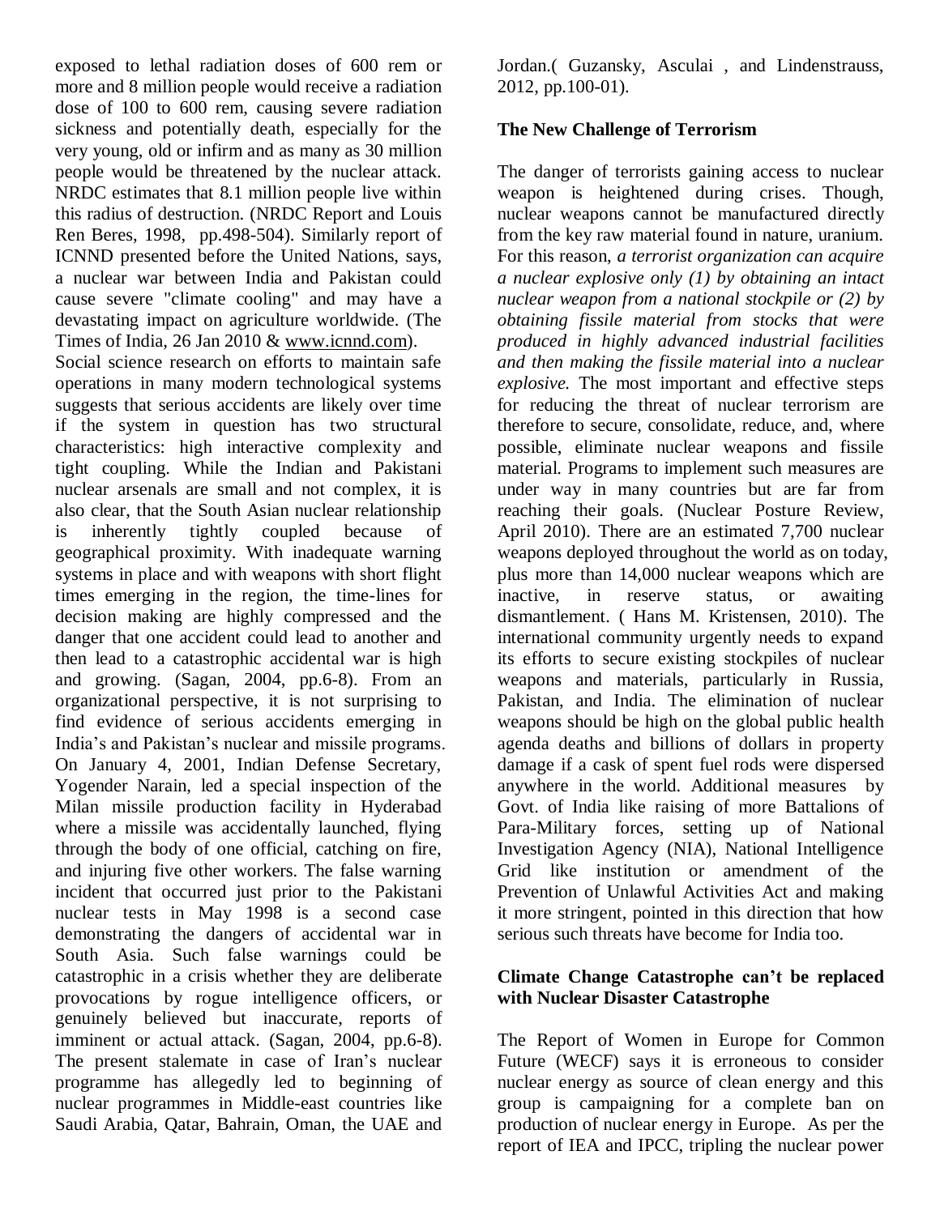exposed to lethal radiation doses of 600 rem or more and 8 million people would receive a radiation dose of 100 to 600 rem, causing severe radiation sickness and potentially death, especially for the very young, old or infirm and as many as 30 million people would be threatened by the nuclear attack. NRDC estimates that 8.1 million people live within this radius of destruction. (NRDC Report and Louis Ren Beres, 1998, pp.498-504). Similarly report of ICNND presented before the United Nations, says, a nuclear war between India and Pakistan could cause severe "climate cooling" and may have a devastating impact on agriculture worldwide. (The Times of India, 26 Jan 2010 & www.icnnd.com).

Social science research on efforts to maintain safe operations in many modern technological systems suggests that serious accidents are likely over time if the system in question has two structural characteristics: high interactive complexity and tight coupling. While the Indian and Pakistani nuclear arsenals are small and not complex, it is also clear, that the South Asian nuclear relationship is inherently tightly coupled because of geographical proximity. With inadequate warning systems in place and with weapons with short flight times emerging in the region, the time-lines for decision making are highly compressed and the danger that one accident could lead to another and then lead to a catastrophic accidental war is high and growing. (Sagan, 2004, pp.6-8). From an organizational perspective, it is not surprising to find evidence of serious accidents emerging in India's and Pakistan's nuclear and missile programs. On January 4, 2001, Indian Defense Secretary, Yogender Narain, led a special inspection of the Milan missile production facility in Hyderabad where a missile was accidentally launched, flying through the body of one official, catching on fire, and injuring five other workers. The false warning incident that occurred just prior to the Pakistani nuclear tests in May 1998 is a second case demonstrating the dangers of accidental war in South Asia. Such false warnings could be catastrophic in a crisis whether they are deliberate provocations by rogue intelligence officers, or genuinely believed but inaccurate, reports of imminent or actual attack. (Sagan, 2004, pp.6-8). The present stalemate in case of Iran's nuclear programme has allegedly led to beginning of nuclear programmes in Middle-east countries like Saudi Arabia, Qatar, Bahrain, Oman, the UAE and Jordan.( Guzansky, Asculai , and Lindenstrauss, 2012, pp.100-01).

### The New Challenge of Terrorism

The danger of terrorists gaining access to nuclear weapon is heightened during crises. Though, nuclear weapons cannot be manufactured directly from the key raw material found in nature, uranium. For this reason, *a terrorist organization can acquire a nuclear explosive only (1) by obtaining an intact nuclear weapon from a national stockpile or (2) by obtaining fissile material from stocks that were produced in highly advanced industrial facilities and then making the fissile material into a nuclear explosive.* The most important and effective steps for reducing the threat of nuclear terrorism are therefore to secure, consolidate, reduce, and, where possible, eliminate nuclear weapons and fissile material. Programs to implement such measures are under way in many countries but are far from reaching their goals. (Nuclear Posture Review, April 2010). There are an estimated 7,700 nuclear weapons deployed throughout the world as on today, plus more than 14,000 nuclear weapons which are inactive, in reserve status, or awaiting dismantlement. ( Hans M. Kristensen, 2010). The international community urgently needs to expand its efforts to secure existing stockpiles of nuclear weapons and materials, particularly in Russia, Pakistan, and India. The elimination of nuclear weapons should be high on the global public health agenda deaths and billions of dollars in property damage if a cask of spent fuel rods were dispersed anywhere in the world. Additional measures by Govt. of India like raising of more Battalions of Para-Military forces, setting up of National Investigation Agency (NIA), National Intelligence Grid like institution or amendment of the Prevention of Unlawful Activities Act and making it more stringent, pointed in this direction that how serious such threats have become for India too.

### Climate Change Catastrophe can't be replaced with Nuclear Disaster Catastrophe

The Report of Women in Europe for Common Future (WECF) says it is erroneous to consider nuclear energy as source of clean energy and this group is campaigning for a complete ban on production of nuclear energy in Europe. As per the report of IEA and IPCC, tripling the nuclear power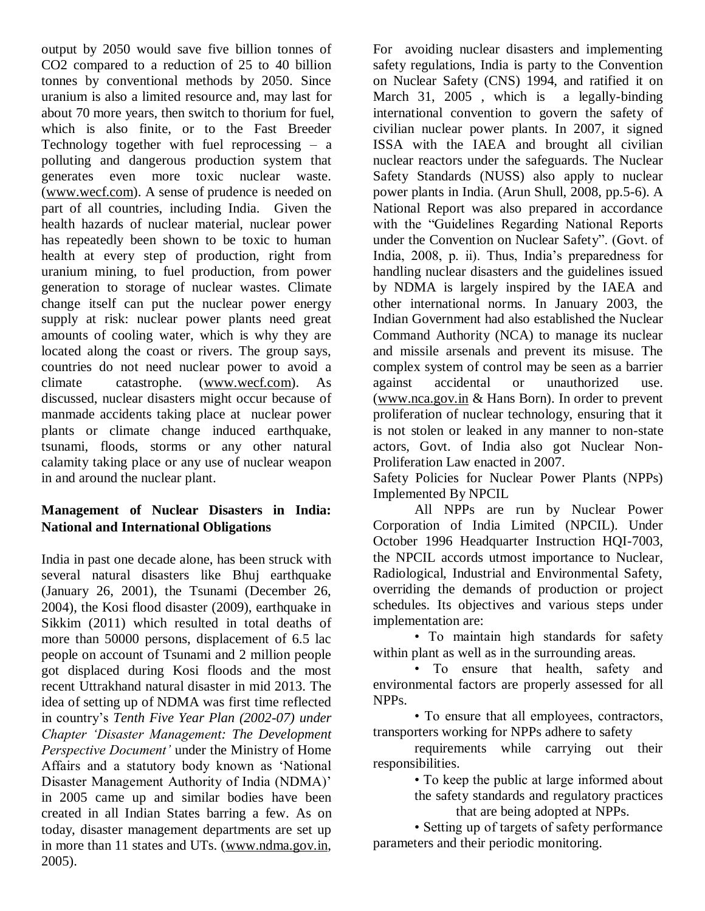output by 2050 would save five billion tonnes of $CO_2$ compared to a reduction of 25 to 40 billion tonnes by conventional methods by 2050. Since uranium is also a limited resource and, may last for about 70 more years, then switch to thorium for fuel, which is also finite, or to the Fast Breeder Technology together with fuel reprocessing – a polluting and dangerous production system that generates even more toxic nuclear waste. (www.wecf.com). A sense of prudence is needed on part of all countries, including India. Given the health hazards of nuclear material, nuclear power has repeatedly been shown to be toxic to human health at every step of production, right from uranium mining, to fuel production, from power generation to storage of nuclear wastes. Climate change itself can put the nuclear power energy supply at risk: nuclear power plants need great amounts of cooling water, which is why they are located along the coast or rivers. The group says, countries do not need nuclear power to avoid a climate catastrophe. (www.wecf.com). As discussed, nuclear disasters might occur because of manmade accidents taking place at nuclear power plants or climate change induced earthquake, tsunami, floods, storms or any other natural calamity taking place or any use of nuclear weapon in and around the nuclear plant.

**Management of Nuclear Disasters in India: National and International Obligations**

India in past one decade alone, has been struck with several natural disasters like Bhuj earthquake (January 26, 2001), the Tsunami (December 26, 2004), the Kosi flood disaster (2009), earthquake in Sikkim (2011) which resulted in total deaths of more than 50000 persons, displacement of 6.5 lac people on account of Tsunami and 2 million people got displaced during Kosi floods and the most recent Uttrakhand natural disaster in mid 2013. The idea of setting up of NDMA was first time reflected in country's *Tenth Five Year Plan (2002-07) under Chapter 'Disaster Management: The Development Perspective Document'* under the Ministry of Home Affairs and a statutory body known as 'National Disaster Management Authority of India (NDMA)' in 2005 came up and similar bodies have been created in all Indian States barring a few. As on today, disaster management departments are set up in more than 11 states and UTs. (www.ndma.gov.in, 2005).

For avoiding nuclear disasters and implementing safety regulations, India is party to the Convention on Nuclear Safety (CNS) 1994, and ratified it on March 31, 2005 , which is a legally-binding international convention to govern the safety of civilian nuclear power plants. In 2007, it signed ISSA with the IAEA and brought all civilian nuclear reactors under the safeguards. The Nuclear Safety Standards (NUSS) also apply to nuclear power plants in India. (Arun Shull, 2008, pp.5-6). A National Report was also prepared in accordance with the "Guidelines Regarding National Reports under the Convention on Nuclear Safety". (Govt. of India, 2008, p. ii). Thus, India's preparedness for handling nuclear disasters and the guidelines issued by NDMA is largely inspired by the IAEA and other international norms. In January 2003, the Indian Government had also established the Nuclear Command Authority (NCA) to manage its nuclear and missile arsenals and prevent its misuse. The complex system of control may be seen as a barrier against accidental or unauthorized use. (www.nca.gov.in & Hans Born). In order to prevent proliferation of nuclear technology, ensuring that it is not stolen or leaked in any manner to non-state actors, Govt. of India also got Nuclear Non-Proliferation Law enacted in 2007.

Safety Policies for Nuclear Power Plants (NPPs) Implemented By NPCIL

All NPPs are run by Nuclear Power Corporation of India Limited (NPCIL). Under October 1996 Headquarter Instruction HQI-7003, the NPCIL accords utmost importance to Nuclear, Radiological, Industrial and Environmental Safety, overriding the demands of production or project schedules. Its objectives and various steps under implementation are:

- To maintain high standards for safety within plant as well as in the surrounding areas.
- To ensure that health, safety and environmental factors are properly assessed for all NPPs.
- To ensure that all employees, contractors, transporters working for NPPs adhere to safety requirements while carrying out their responsibilities.
- To keep the public at large informed about the safety standards and regulatory practices that are being adopted at NPPs.
- Setting up of targets of safety performance parameters and their periodic monitoring.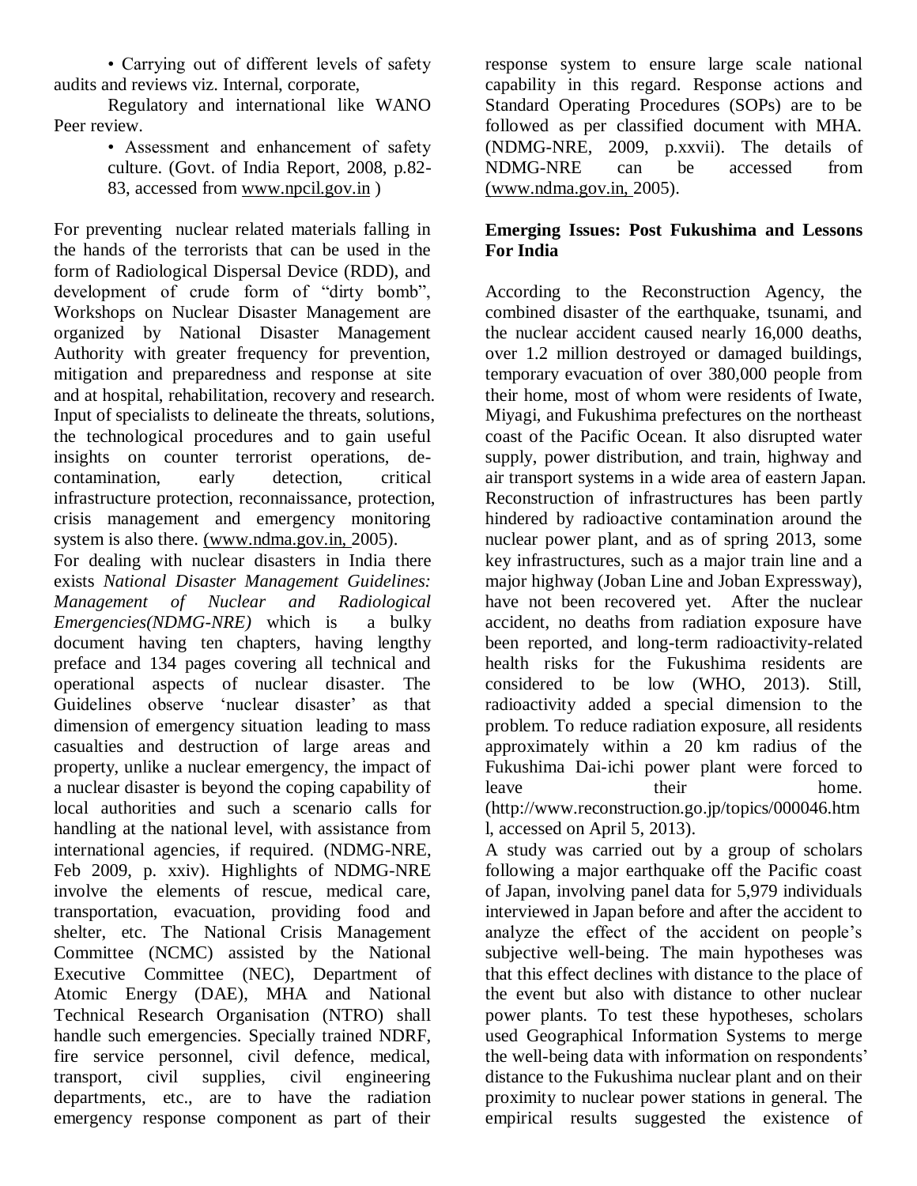• Carrying out of different levels of safety audits and reviews viz. Internal, corporate, Regulatory and international like WANO Peer review.

• Assessment and enhancement of safety culture. (Govt. of India Report, 2008, p.82-83, accessed from www.npcil.gov.in )

For preventing nuclear related materials falling in the hands of the terrorists that can be used in the form of Radiological Dispersal Device (RDD), and development of crude form of "dirty bomb", Workshops on Nuclear Disaster Management are organized by National Disaster Management Authority with greater frequency for prevention, mitigation and preparedness and response at site and at hospital, rehabilitation, recovery and research. Input of specialists to delineate the threats, solutions, the technological procedures and to gain useful insights on counter terrorist operations, de-contamination, early detection, critical infrastructure protection, reconnaissance, protection, crisis management and emergency monitoring system is also there. (www.ndma.gov.in, 2005).

For dealing with nuclear disasters in India there exists *National Disaster Management Guidelines: Management of Nuclear and Radiological Emergencies(NDMG-NRE)* which is a bulky document having ten chapters, having lengthy preface and 134 pages covering all technical and operational aspects of nuclear disaster. The Guidelines observe 'nuclear disaster' as that dimension of emergency situation leading to mass casualties and destruction of large areas and property, unlike a nuclear emergency, the impact of a nuclear disaster is beyond the coping capability of local authorities and such a scenario calls for handling at the national level, with assistance from international agencies, if required. (NDMG-NRE, Feb 2009, p. xxiv). Highlights of NDMG-NRE involve the elements of rescue, medical care, transportation, evacuation, providing food and shelter, etc. The National Crisis Management Committee (NCMC) assisted by the National Executive Committee (NEC), Department of Atomic Energy (DAE), MHA and National Technical Research Organisation (NTRO) shall handle such emergencies. Specially trained NDRF, fire service personnel, civil defence, medical, transport, civil supplies, civil engineering departments, etc., are to have the radiation emergency response component as part of their response system to ensure large scale national capability in this regard. Response actions and Standard Operating Procedures (SOPs) are to be followed as per classified document with MHA. (NDMG-NRE, 2009, p.xxvii). The details of NDMG-NRE can be accessed from (www.ndma.gov.in, 2005).

**Emerging Issues: Post Fukushima and Lessons For India**

According to the Reconstruction Agency, the combined disaster of the earthquake, tsunami, and the nuclear accident caused nearly 16,000 deaths, over 1.2 million destroyed or damaged buildings, temporary evacuation of over 380,000 people from their home, most of whom were residents of Iwate, Miyagi, and Fukushima prefectures on the northeast coast of the Pacific Ocean. It also disrupted water supply, power distribution, and train, highway and air transport systems in a wide area of eastern Japan. Reconstruction of infrastructures has been partly hindered by radioactive contamination around the nuclear power plant, and as of spring 2013, some key infrastructures, such as a major train line and a major highway (Joban Line and Joban Expressway), have not been recovered yet. After the nuclear accident, no deaths from radiation exposure have been reported, and long-term radioactivity-related health risks for the Fukushima residents are considered to be low (WHO, 2013). Still, radioactivity added a special dimension to the problem. To reduce radiation exposure, all residents approximately within a 20 km radius of the Fukushima Dai-ichi power plant were forced to leave their home. (http://www.reconstruction.go.jp/topics/000046.html, accessed on April 5, 2013).

A study was carried out by a group of scholars following a major earthquake off the Pacific coast of Japan, involving panel data for 5,979 individuals interviewed in Japan before and after the accident to analyze the effect of the accident on people's subjective well-being. The main hypotheses was that this effect declines with distance to the place of the event but also with distance to other nuclear power plants. To test these hypotheses, scholars used Geographical Information Systems to merge the well-being data with information on respondents' distance to the Fukushima nuclear plant and on their proximity to nuclear power stations in general. The empirical results suggested the existence of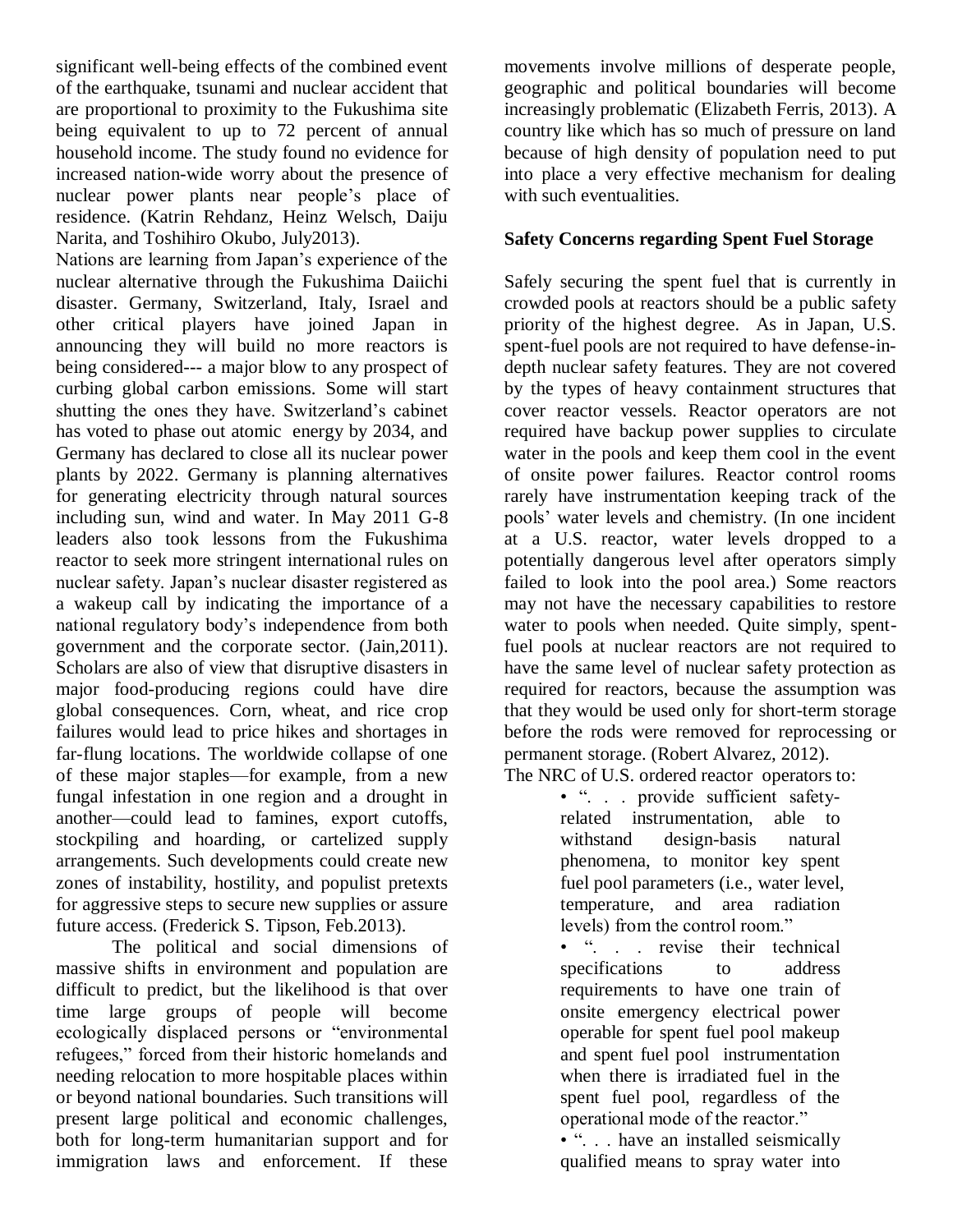significant well-being effects of the combined event of the earthquake, tsunami and nuclear accident that are proportional to proximity to the Fukushima site being equivalent to up to 72 percent of annual household income. The study found no evidence for increased nation-wide worry about the presence of nuclear power plants near people's place of residence. (Katrin Rehdanz, Heinz Welsch, Daiju Narita, and Toshihiro Okubo, July2013).

Nations are learning from Japan's experience of the nuclear alternative through the Fukushima Daiichi disaster. Germany, Switzerland, Italy, Israel and other critical players have joined Japan in announcing they will build no more reactors is being considered--- a major blow to any prospect of curbing global carbon emissions. Some will start shutting the ones they have. Switzerland's cabinet has voted to phase out atomic energy by 2034, and Germany has declared to close all its nuclear power plants by 2022. Germany is planning alternatives for generating electricity through natural sources including sun, wind and water. In May 2011 G-8 leaders also took lessons from the Fukushima reactor to seek more stringent international rules on nuclear safety. Japan's nuclear disaster registered as a wakeup call by indicating the importance of a national regulatory body's independence from both government and the corporate sector. (Jain,2011). Scholars are also of view that disruptive disasters in major food-producing regions could have dire global consequences. Corn, wheat, and rice crop failures would lead to price hikes and shortages in far-flung locations. The worldwide collapse of one of these major staples—for example, from a new fungal infestation in one region and a drought in another—could lead to famines, export cutoffs, stockpiling and hoarding, or cartelized supply arrangements. Such developments could create new zones of instability, hostility, and populist pretexts for aggressive steps to secure new supplies or assure future access. (Frederick S. Tipson, Feb.2013).

The political and social dimensions of massive shifts in environment and population are difficult to predict, but the likelihood is that over time large groups of people will become ecologically displaced persons or "environmental refugees," forced from their historic homelands and needing relocation to more hospitable places within or beyond national boundaries. Such transitions will present large political and economic challenges, both for long-term humanitarian support and for immigration laws and enforcement. If these movements involve millions of desperate people, geographic and political boundaries will become increasingly problematic (Elizabeth Ferris, 2013). A country like which has so much of pressure on land because of high density of population need to put into place a very effective mechanism for dealing with such eventualities.

## Safety Concerns regarding Spent Fuel Storage

Safely securing the spent fuel that is currently in crowded pools at reactors should be a public safety priority of the highest degree. As in Japan, U.S. spent-fuel pools are not required to have defense-in-depth nuclear safety features. They are not covered by the types of heavy containment structures that cover reactor vessels. Reactor operators are not required have backup power supplies to circulate water in the pools and keep them cool in the event of onsite power failures. Reactor control rooms rarely have instrumentation keeping track of the pools' water levels and chemistry. (In one incident at a U.S. reactor, water levels dropped to a potentially dangerous level after operators simply failed to look into the pool area.) Some reactors may not have the necessary capabilities to restore water to pools when needed. Quite simply, spent-fuel pools at nuclear reactors are not required to have the same level of nuclear safety protection as required for reactors, because the assumption was that they would be used only for short-term storage before the rods were removed for reprocessing or permanent storage. (Robert Alvarez, 2012).

The NRC of U.S. ordered reactor operators to:

- ". . . provide sufficient safety-related instrumentation, able to withstand design-basis natural phenomena, to monitor key spent fuel pool parameters (i.e., water level, temperature, and area radiation levels) from the control room."
- ". . . revise their technical specifications to address requirements to have one train of onsite emergency electrical power operable for spent fuel pool makeup and spent fuel pool instrumentation when there is irradiated fuel in the spent fuel pool, regardless of the operational mode of the reactor."
- ". . . have an installed seismically qualified means to spray water into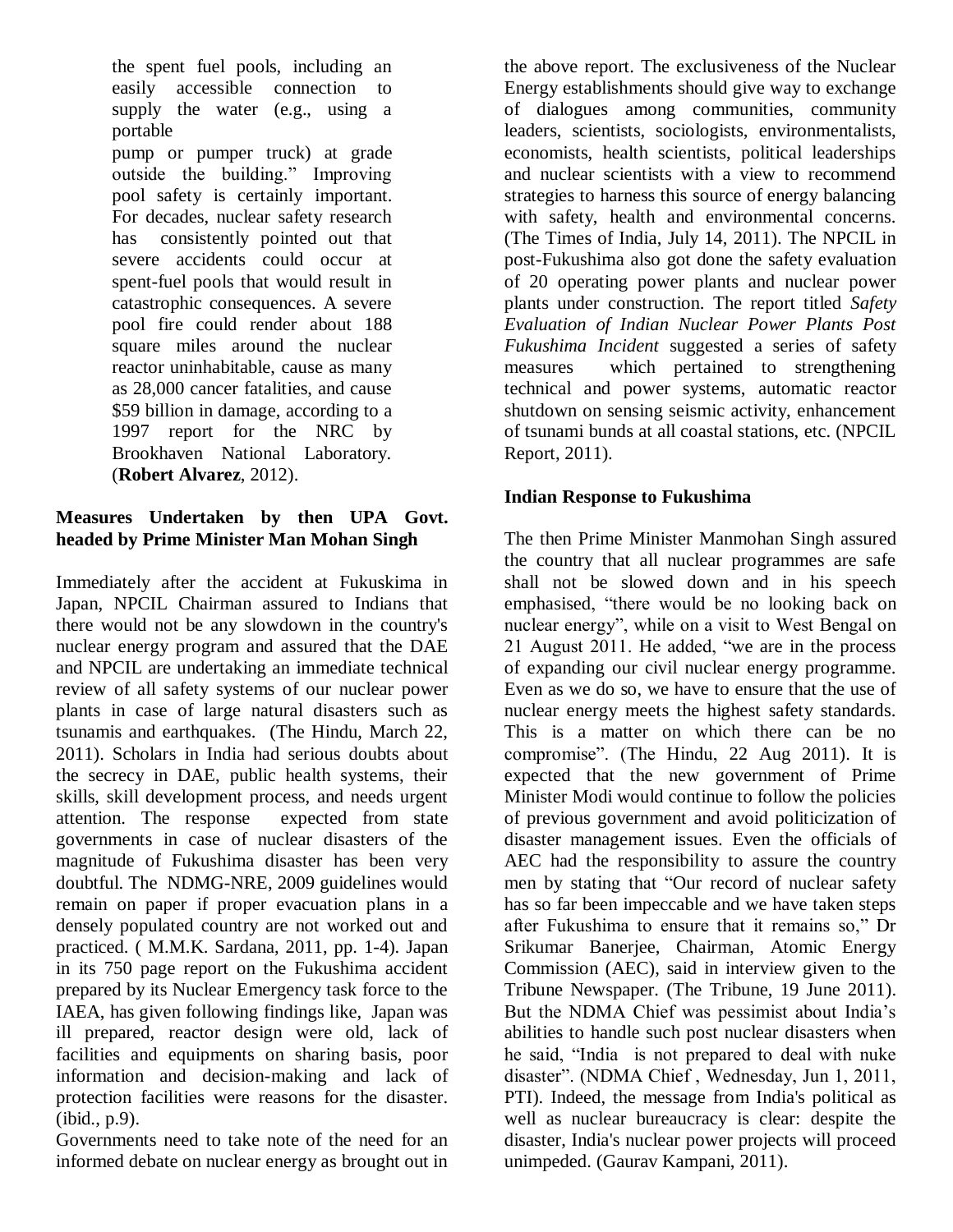the spent fuel pools, including an easily accessible connection to supply the water (e.g., using a portable pump or pumper truck) at grade outside the building." Improving pool safety is certainly important. For decades, nuclear safety research has consistently pointed out that severe accidents could occur at spent-fuel pools that would result in catastrophic consequences. A severe pool fire could render about 188 square miles around the nuclear reactor uninhabitable, cause as many as 28,000 cancer fatalities, and cause $59 billion in damage, according to a 1997 report for the NRC by Brookhaven National Laboratory. (**Robert Alvarez**, 2012).

## Measures Undertaken by then UPA Govt. headed by Prime Minister Man Mohan Singh

Immediately after the accident at Fukuskima in Japan, NPCIL Chairman assured to Indians that there would not be any slowdown in the country's nuclear energy program and assured that the DAE and NPCIL are undertaking an immediate technical review of all safety systems of our nuclear power plants in case of large natural disasters such as tsunamis and earthquakes. (The Hindu, March 22, 2011). Scholars in India had serious doubts about the secrecy in DAE, public health systems, their skills, skill development process, and needs urgent attention. The response expected from state governments in case of nuclear disasters of the magnitude of Fukushima disaster has been very doubtful. The NDMG-NRE, 2009 guidelines would remain on paper if proper evacuation plans in a densely populated country are not worked out and practiced. ( M.M.K. Sardana, 2011, pp. 1-4). Japan in its 750 page report on the Fukushima accident prepared by its Nuclear Emergency task force to the IAEA, has given following findings like, Japan was ill prepared, reactor design were old, lack of facilities and equipments on sharing basis, poor information and decision-making and lack of protection facilities were reasons for the disaster. (ibid., p.9).

Governments need to take note of the need for an informed debate on nuclear energy as brought out in the above report. The exclusiveness of the Nuclear Energy establishments should give way to exchange of dialogues among communities, community leaders, scientists, sociologists, environmentalists, economists, health scientists, political leaderships and nuclear scientists with a view to recommend strategies to harness this source of energy balancing with safety, health and environmental concerns. (The Times of India, July 14, 2011). The NPCIL in post-Fukushima also got done the safety evaluation of 20 operating power plants and nuclear power plants under construction. The report titled *Safety Evaluation of Indian Nuclear Power Plants Post Fukushima Incident* suggested a series of safety measures which pertained to strengthening technical and power systems, automatic reactor shutdown on sensing seismic activity, enhancement of tsunami bunds at all coastal stations, etc. (NPCIL Report, 2011).

## Indian Response to Fukushima

The then Prime Minister Manmohan Singh assured the country that all nuclear programmes are safe shall not be slowed down and in his speech emphasised, "there would be no looking back on nuclear energy", while on a visit to West Bengal on 21 August 2011. He added, "we are in the process of expanding our civil nuclear energy programme. Even as we do so, we have to ensure that the use of nuclear energy meets the highest safety standards. This is a matter on which there can be no compromise". (The Hindu, 22 Aug 2011). It is expected that the new government of Prime Minister Modi would continue to follow the policies of previous government and avoid politicization of disaster management issues. Even the officials of AEC had the responsibility to assure the country men by stating that "Our record of nuclear safety has so far been impeccable and we have taken steps after Fukushima to ensure that it remains so," Dr Srikumar Banerjee, Chairman, Atomic Energy Commission (AEC), said in interview given to the Tribune Newspaper. (The Tribune, 19 June 2011). But the NDMA Chief was pessimist about India's abilities to handle such post nuclear disasters when he said, "India is not prepared to deal with nuke disaster". (NDMA Chief , Wednesday, Jun 1, 2011, PTI). Indeed, the message from India's political as well as nuclear bureaucracy is clear: despite the disaster, India's nuclear power projects will proceed unimpeded. (Gaurav Kampani, 2011).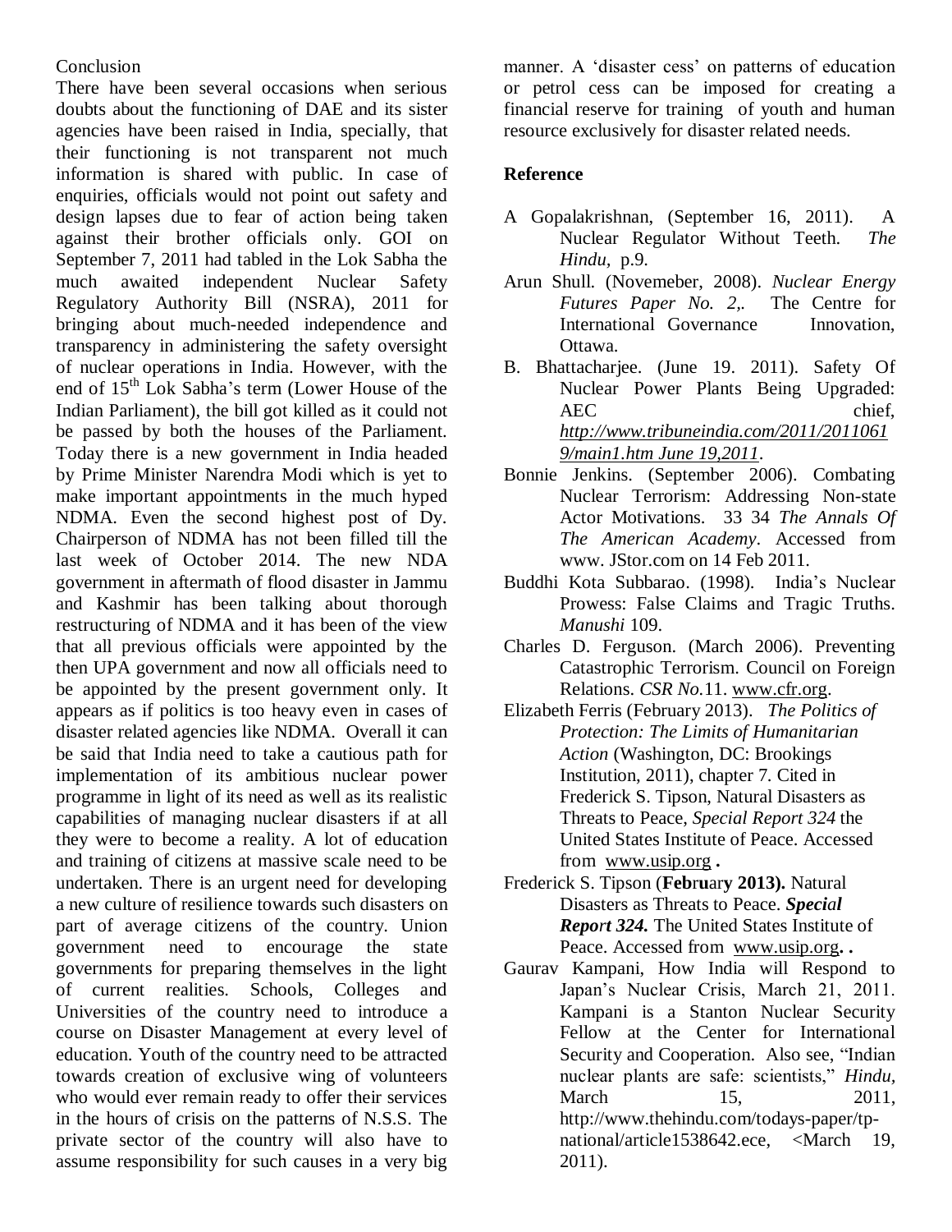## Conclusion

There have been several occasions when serious doubts about the functioning of DAE and its sister agencies have been raised in India, specially, that their functioning is not transparent not much information is shared with public. In case of enquiries, officials would not point out safety and design lapses due to fear of action being taken against their brother officials only. GOI on September 7, 2011 had tabled in the Lok Sabha the much awaited independent Nuclear Safety Regulatory Authority Bill (NSRA), 2011 for bringing about much-needed independence and transparency in administering the safety oversight of nuclear operations in India. However, with the end of 15th Lok Sabha's term (Lower House of the Indian Parliament), the bill got killed as it could not be passed by both the houses of the Parliament. Today there is a new government in India headed by Prime Minister Narendra Modi which is yet to make important appointments in the much hyped NDMA. Even the second highest post of Dy. Chairperson of NDMA has not been filled till the last week of October 2014. The new NDA government in aftermath of flood disaster in Jammu and Kashmir has been talking about thorough restructuring of NDMA and it has been of the view that all previous officials were appointed by the then UPA government and now all officials need to be appointed by the present government only. It appears as if politics is too heavy even in cases of disaster related agencies like NDMA. Overall it can be said that India need to take a cautious path for implementation of its ambitious nuclear power programme in light of its need as well as its realistic capabilities of managing nuclear disasters if at all they were to become a reality. A lot of education and training of citizens at massive scale need to be undertaken. There is an urgent need for developing a new culture of resilience towards such disasters on part of average citizens of the country. Union government need to encourage the state governments for preparing themselves in the light of current realities. Schools, Colleges and Universities of the country need to introduce a course on Disaster Management at every level of education. Youth of the country need to be attracted towards creation of exclusive wing of volunteers who would ever remain ready to offer their services in the hours of crisis on the patterns of N.S.S. The private sector of the country will also have to assume responsibility for such causes in a very big manner. A 'disaster cess' on patterns of education or petrol cess can be imposed for creating a financial reserve for training of youth and human resource exclusively for disaster related needs.

## Reference

A Gopalakrishnan, (September 16, 2011). A Nuclear Regulator Without Teeth. *The Hindu*, p.9.

Arun Shull. (Novemeber, 2008). *Nuclear Energy Futures Paper No. 2,.* The Centre for International Governance Innovation, Ottawa.

B. Bhattacharjee. (June 19. 2011). Safety Of Nuclear Power Plants Being Upgraded: AEC chief, *http://www.tribuneindia.com/2011/20110619/main1.htm June 19,2011*.

Bonnie Jenkins. (September 2006). Combating Nuclear Terrorism: Addressing Non-state Actor Motivations. 33 34 *The Annals Of The American Academy*. Accessed from www. JStor.com on 14 Feb 2011.

Buddhi Kota Subbarao. (1998). India's Nuclear Prowess: False Claims and Tragic Truths. *Manushi* 109.

Charles D. Ferguson. (March 2006). Preventing Catastrophic Terrorism. Council on Foreign Relations. *CSR No.*11. www.cfr.org.

Elizabeth Ferris (February 2013). *The Politics of Protection: The Limits of Humanitarian Action* (Washington, DC: Brookings Institution, 2011), chapter 7. Cited in Frederick S. Tipson, Natural Disasters as Threats to Peace, *Special Report 324* the United States Institute of Peace. Accessed from www.usip.org **.**

Frederick S. Tipson (**February 2013).** Natural Disasters as Threats to Peace. ***Special Report 324.*** The United States Institute of Peace. Accessed from www.usip.org**. .**

Gaurav Kampani, How India will Respond to Japan's Nuclear Crisis, March 21, 2011. Kampani is a Stanton Nuclear Security Fellow at the Center for International Security and Cooperation. Also see, "Indian nuclear plants are safe: scientists," *Hindu*, March 15, 2011, http://www.thehindu.com/todays-paper/tp-national/article1538642.ece, <March 19, 2011).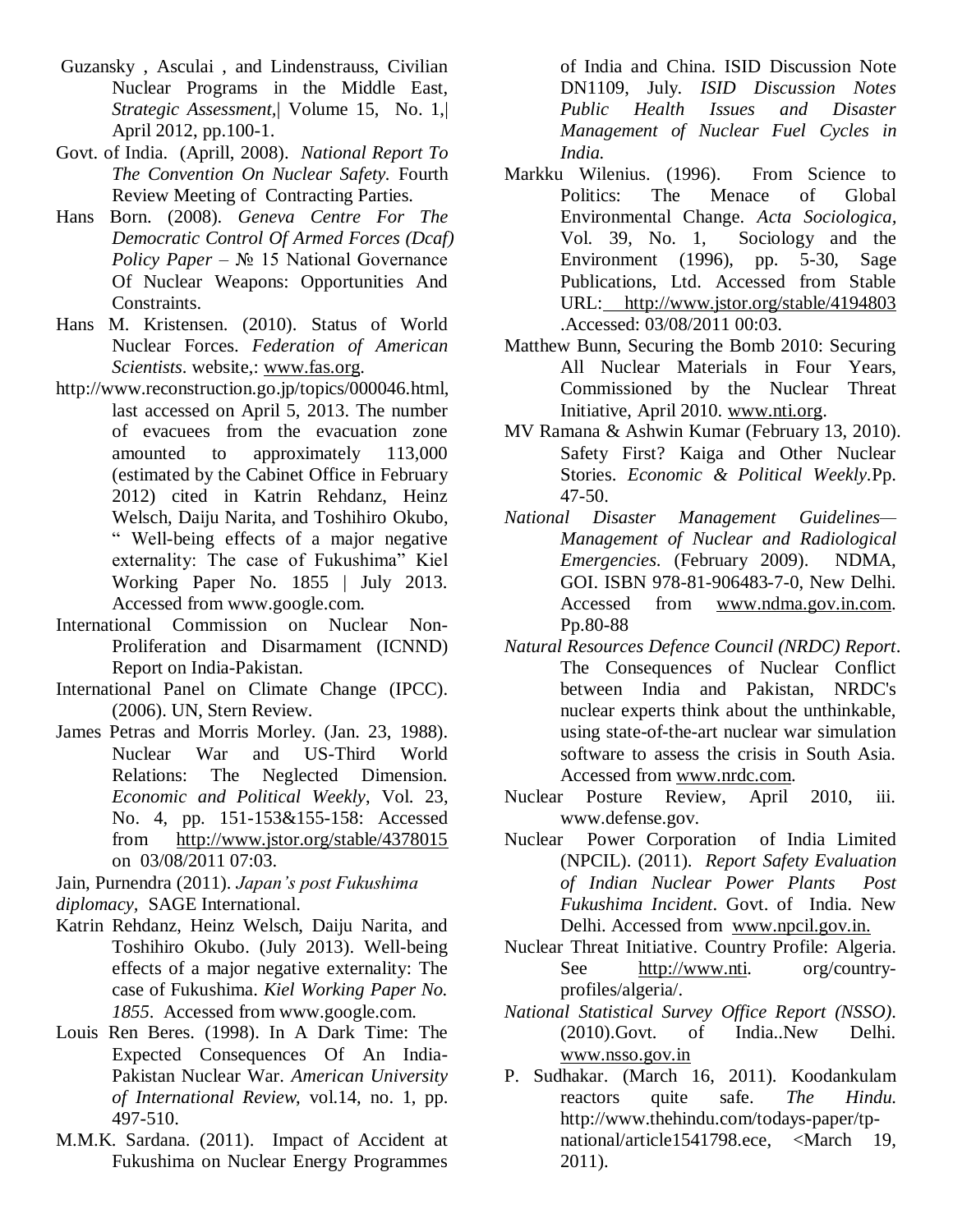Guzansky , Asculai , and Lindenstrauss, Civilian Nuclear Programs in the Middle East, *Strategic Assessment*,| Volume 15, No. 1,| April 2012, pp.100-1.

Govt. of India. (Aprill, 2008). *National Report To The Convention On Nuclear Safety.* Fourth Review Meeting of Contracting Parties.

Hans Born. (2008). *Geneva Centre For The Democratic Control Of Armed Forces (Dcaf) Policy Paper* – № 15 National Governance Of Nuclear Weapons: Opportunities And Constraints.

Hans M. Kristensen. (2010). Status of World Nuclear Forces. *Federation of American Scientists*. website,: www.fas.org.

http://www.reconstruction.go.jp/topics/000046.html, last accessed on April 5, 2013. The number of evacuees from the evacuation zone amounted to approximately 113,000 (estimated by the Cabinet Office in February 2012) cited in Katrin Rehdanz, Heinz Welsch, Daiju Narita, and Toshihiro Okubo, " Well-being effects of a major negative externality: The case of Fukushima" Kiel Working Paper No. 1855 | July 2013. Accessed from www.google.com.

International Commission on Nuclear Non-Proliferation and Disarmament (ICNND) Report on India-Pakistan.

International Panel on Climate Change (IPCC). (2006). UN, Stern Review.

James Petras and Morris Morley. (Jan. 23, 1988). Nuclear War and US-Third World Relations: The Neglected Dimension. *Economic and Political Weekly*, Vol. 23, No. 4, pp. 151-153&155-158: Accessed from http://www.jstor.org/stable/4378015 on 03/08/2011 07:03.

Jain, Purnendra (2011). *Japan's post Fukushima diplomacy*, SAGE International.

Katrin Rehdanz, Heinz Welsch, Daiju Narita, and Toshihiro Okubo. (July 2013). Well-being effects of a major negative externality: The case of Fukushima. *Kiel Working Paper No. 1855*. Accessed from www.google.com.

Louis Ren Beres. (1998). In A Dark Time: The Expected Consequences Of An India-Pakistan Nuclear War. *American University of International Review*, vol.14, no. 1, pp. 497-510.

M.M.K. Sardana. (2011). Impact of Accident at Fukushima on Nuclear Energy Programmes of India and China. ISID Discussion Note DN1109, July. *ISID Discussion Notes Public Health Issues and Disaster Management of Nuclear Fuel Cycles in India.*

Markku Wilenius. (1996). From Science to Politics: The Menace of Global Environmental Change. *Acta Sociologica,* Vol. 39, No. 1, Sociology and the Environment (1996), pp. 5-30, Sage Publications, Ltd. Accessed from Stable URL: http://www.jstor.org/stable/4194803 .Accessed: 03/08/2011 00:03.

Matthew Bunn, Securing the Bomb 2010: Securing All Nuclear Materials in Four Years, Commissioned by the Nuclear Threat Initiative, April 2010. www.nti.org.

MV Ramana & Ashwin Kumar (February 13, 2010). Safety First? Kaiga and Other Nuclear Stories. *Economic & Political Weekly.*Pp. 47-50.

*National Disaster Management Guidelines— Management of Nuclear and Radiological Emergencies*. (February 2009). NDMA, GOI. ISBN 978-81-906483-7-0, New Delhi. Accessed from www.ndma.gov.in.com. Pp.80-88

*Natural Resources Defence Council (NRDC) Report*. The Consequences of Nuclear Conflict between India and Pakistan, NRDC's nuclear experts think about the unthinkable, using state-of-the-art nuclear war simulation software to assess the crisis in South Asia. Accessed from www.nrdc.com.

Nuclear Posture Review, April 2010, iii. www.defense.gov.

Nuclear Power Corporation of India Limited (NPCIL). (2011). *Report Safety Evaluation of Indian Nuclear Power Plants Post Fukushima Incident*. Govt. of India. New Delhi. Accessed from www.npcil.gov.in.

Nuclear Threat Initiative. Country Profile: Algeria. See http://www.nti. org/country-profiles/algeria/.

*National Statistical Survey Office Report (NSSO)*. (2010).Govt. of India..New Delhi. www.nsso.gov.in

P. Sudhakar. (March 16, 2011). Koodankulam reactors quite safe. *The Hindu.* http://www.thehindu.com/todays-paper/tp-national/article1541798.ece, <March 19, 2011).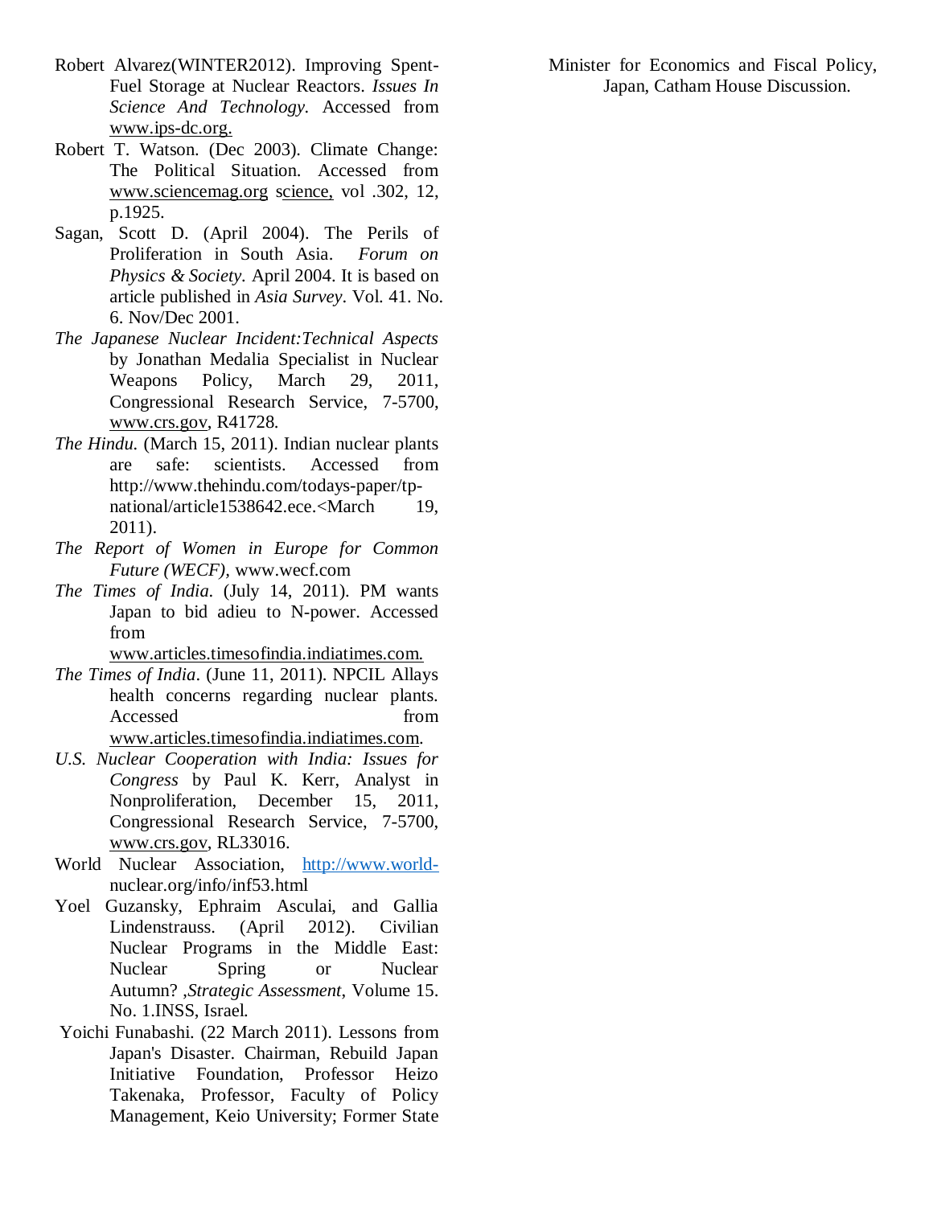Robert Alvarez(WINTER2012). Improving Spent-Fuel Storage at Nuclear Reactors. *Issues In Science And Technology*. Accessed from www.ips-dc.org.

Robert T. Watson. (Dec 2003). Climate Change: The Political Situation. Accessed from www.sciencemag.org science, vol .302, 12, p.1925.

Sagan, Scott D. (April 2004). The Perils of Proliferation in South Asia. *Forum on Physics & Society*. April 2004. It is based on article published in *Asia Survey*. Vol. 41. No. 6. Nov/Dec 2001.

*The Japanese Nuclear Incident:Technical Aspects* by Jonathan Medalia Specialist in Nuclear Weapons Policy, March 29, 2011, Congressional Research Service, 7-5700, www.crs.gov, R41728.

*The Hindu*. (March 15, 2011). Indian nuclear plants are safe: scientists. Accessed from http://www.thehindu.com/todays-paper/tp-national/article1538642.ece.<March 19, 2011).

*The Report of Women in Europe for Common Future (WECF)*, www.wecf.com

*The Times of India*. (July 14, 2011). PM wants Japan to bid adieu to N-power. Accessed from www.articles.timesofindia.indiatimes.com.

*The Times of India*. (June 11, 2011). NPCIL Allays health concerns regarding nuclear plants. Accessed from www.articles.timesofindia.indiatimes.com.

*U.S. Nuclear Cooperation with India: Issues for Congress* by Paul K. Kerr, Analyst in Nonproliferation, December 15, 2011, Congressional Research Service, 7-5700, www.crs.gov, RL33016.

World Nuclear Association, http://www.world-nuclear.org/info/inf53.html

Yoel Guzansky, Ephraim Asculai, and Gallia Lindenstrauss. (April 2012). Civilian Nuclear Programs in the Middle East: Nuclear Spring or Nuclear Autumn? ,*Strategic Assessment*, Volume 15. No. 1.INSS, Israel.

Yoichi Funabashi. (22 March 2011). Lessons from Japan's Disaster. Chairman, Rebuild Japan Initiative Foundation, Professor Heizo Takenaka, Professor, Faculty of Policy Management, Keio University; Former State Minister for Economics and Fiscal Policy, Japan, Catham House Discussion.